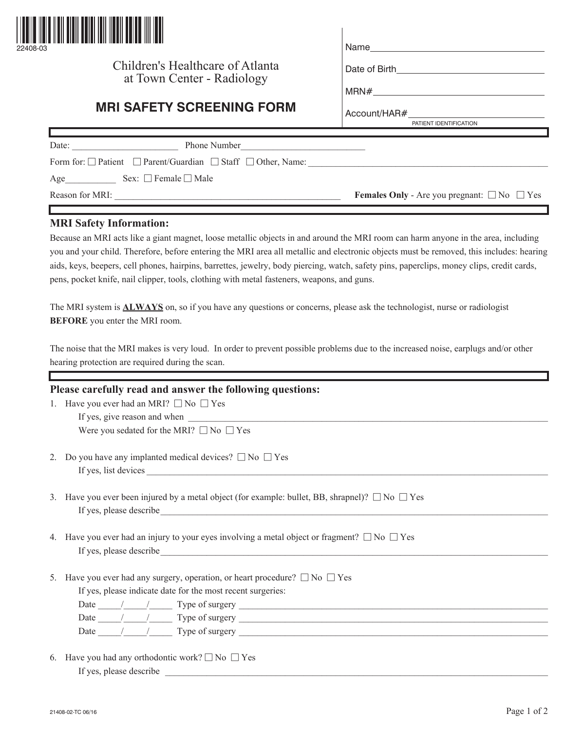22408-03

Children's Healthcare of Atlanta
at Town Center - Radiology

# MRI SAFETY SCREENING FORM

Name\_\_\_\_\_\_\_\_\_\_\_\_\_\_\_\_\_\_\_\_\_\_\_\_\_\_\_\_\_\_

Date of Birth\_\_\_\_\_\_\_\_\_\_\_\_\_\_\_\_\_\_\_\_\_\_\_\_\_\_

MRN#\_\_\_\_\_\_\_\_\_\_\_\_\_\_\_\_\_\_\_\_\_\_\_\_\_\_\_\_\_\_

Account/HAR#\_\_\_\_\_\_\_\_\_\_\_\_\_\_\_\_\_\_\_\_\_\_\_\_\_\_

PATIENT IDENTIFICATION

Date: \_\_\_\_\_\_\_\_\_\_\_\_\_\_\_\_\_\_\_\_ Phone Number\_\_\_\_\_\_\_\_\_\_\_\_\_\_\_\_\_\_\_\_\_\_\_\_

Form for: ☐ Patient ☐ Parent/Guardian ☐ Staff ☐ Other, Name: \_\_\_\_\_\_\_\_\_\_\_\_\_\_\_\_\_\_\_\_\_\_\_\_\_\_\_\_\_\_\_\_\_\_\_\_\_\_\_\_

Age\_\_\_\_\_\_\_\_\_\_ Sex: ☐ Female ☐ Male

Reason for MRI: \_\_\_\_\_\_\_\_\_\_\_\_\_\_\_\_\_\_\_\_\_\_\_\_\_\_\_\_\_\_\_\_\_\_\_\_\_\_\_\_\_\_\_\_ **Females Only** - Are you pregnant: ☐ No ☐ Yes

## MRI Safety Information:

Because an MRI acts like a giant magnet, loose metallic objects in and around the MRI room can harm anyone in the area, including you and your child. Therefore, before entering the MRI area all metallic and electronic objects must be removed, this includes: hearing aids, keys, beepers, cell phones, hairpins, barrettes, jewelry, body piercing, watch, safety pins, paperclips, money clips, credit cards, pens, pocket knife, nail clipper, tools, clothing with metal fasteners, weapons, and guns.

The MRI system is **ALWAYS** on, so if you have any questions or concerns, please ask the technologist, nurse or radiologist **BEFORE** you enter the MRI room.

The noise that the MRI makes is very loud. In order to prevent possible problems due to the increased noise, earplugs and/or other hearing protection are required during the scan.

## Please carefully read and answer the following questions:

1. Have you ever had an MRI? ☐ No ☐ Yes
   If yes, give reason and when \_\_\_\_\_\_\_\_\_\_\_\_\_\_\_\_\_\_\_\_\_\_\_\_\_\_\_\_\_\_\_\_\_\_\_\_\_\_\_\_\_\_\_\_\_\_\_\_\_\_\_\_\_\_\_\_\_\_\_\_\_\_
   Were you sedated for the MRI? ☐ No ☐ Yes

2. Do you have any implanted medical devices? ☐ No ☐ Yes
   If yes, list devices \_\_\_\_\_\_\_\_\_\_\_\_\_\_\_\_\_\_\_\_\_\_\_\_\_\_\_\_\_\_\_\_\_\_\_\_\_\_\_\_\_\_\_\_\_\_\_\_\_\_\_\_\_\_\_\_\_\_\_\_\_\_\_\_\_\_\_\_\_\_

3. Have you ever been injured by a metal object (for example: bullet, BB, shrapnel)? ☐ No ☐ Yes
   If yes, please describe\_\_\_\_\_\_\_\_\_\_\_\_\_\_\_\_\_\_\_\_\_\_\_\_\_\_\_\_\_\_\_\_\_\_\_\_\_\_\_\_\_\_\_\_\_\_\_\_\_\_\_\_\_\_\_\_\_\_\_\_\_\_\_\_\_\_\_

4. Have you ever had an injury to your eyes involving a metal object or fragment? ☐ No ☐ Yes
   If yes, please describe\_\_\_\_\_\_\_\_\_\_\_\_\_\_\_\_\_\_\_\_\_\_\_\_\_\_\_\_\_\_\_\_\_\_\_\_\_\_\_\_\_\_\_\_\_\_\_\_\_\_\_\_\_\_\_\_\_\_\_\_\_\_\_\_\_\_\_

5. Have you ever had any surgery, operation, or heart procedure? ☐ No ☐ Yes
   If yes, please indicate date for the most recent surgeries:
   Date \_\_\_\_/\_\_\_\_/\_\_\_\_ Type of surgery \_\_\_\_\_\_\_\_\_\_\_\_\_\_\_\_\_\_\_\_\_\_\_\_\_\_\_\_\_\_\_\_\_\_\_\_\_\_\_\_\_\_\_\_\_\_\_\_\_\_\_\_\_\_\_\_\_\_
   Date \_\_\_\_/\_\_\_\_/\_\_\_\_ Type of surgery \_\_\_\_\_\_\_\_\_\_\_\_\_\_\_\_\_\_\_\_\_\_\_\_\_\_\_\_\_\_\_\_\_\_\_\_\_\_\_\_\_\_\_\_\_\_\_\_\_\_\_\_\_\_\_\_\_\_
   Date \_\_\_\_/\_\_\_\_/\_\_\_\_ Type of surgery \_\_\_\_\_\_\_\_\_\_\_\_\_\_\_\_\_\_\_\_\_\_\_\_\_\_\_\_\_\_\_\_\_\_\_\_\_\_\_\_\_\_\_\_\_\_\_\_\_\_\_\_\_\_\_\_\_\_

6. Have you had any orthodontic work? ☐ No ☐ Yes
   If yes, please describe \_\_\_\_\_\_\_\_\_\_\_\_\_\_\_\_\_\_\_\_\_\_\_\_\_\_\_\_\_\_\_\_\_\_\_\_\_\_\_\_\_\_\_\_\_\_\_\_\_\_\_\_\_\_\_\_\_\_\_\_\_\_\_\_\_\_\_

21408-02-TC 06/16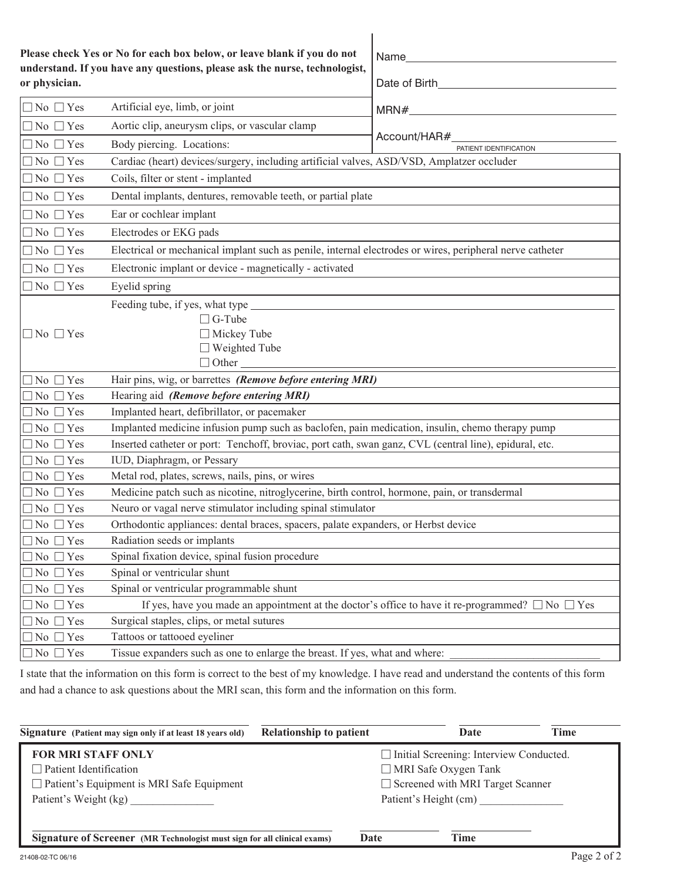**Please check Yes or No for each box below, or leave blank if you do not understand. If you have any questions, please ask the nurse, technologist, or physician.**

Name\_\_\_\_\_\_\_\_\_\_\_\_\_\_\_\_\_\_\_\_\_\_\_\_\_\_\_\_\_\_

Date of Birth\_\_\_\_\_\_\_\_\_\_\_\_\_\_\_\_\_\_\_\_\_\_\_\_\_\_

MRN#\_\_\_\_\_\_\_\_\_\_\_\_\_\_\_\_\_\_\_\_\_\_\_\_\_\_\_\_\_\_

Account/HAR#\_\_\_\_\_\_\_\_\_\_\_\_\_\_\_\_\_\_\_\_\_\_\_\_\_\_

PATIENT IDENTIFICATION

| | |
|---|---|
| ☐ No ☐ Yes | Artificial eye, limb, or joint |
| ☐ No ☐ Yes | Aortic clip, aneurysm clips, or vascular clamp |
| ☐ No ☐ Yes | Body piercing. Locations: |
| ☐ No ☐ Yes | Cardiac (heart) devices/surgery, including artificial valves, ASD/VSD, Amplatzer occluder |
| ☐ No ☐ Yes | Coils, filter or stent - implanted |
| ☐ No ☐ Yes | Dental implants, dentures, removable teeth, or partial plate |
| ☐ No ☐ Yes | Ear or cochlear implant |
| ☐ No ☐ Yes | Electrodes or EKG pads |
| ☐ No ☐ Yes | Electrical or mechanical implant such as penile, internal electrodes or wires, peripheral nerve catheter |
| ☐ No ☐ Yes | Electronic implant or device - magnetically - activated |
| ☐ No ☐ Yes | Eyelid spring |
| ☐ No ☐ Yes | Feeding tube, if yes, what type \_\_\_\_\_\_\_\_<br>☐ G-Tube<br>☐ Mickey Tube<br>☐ Weighted Tube<br>☐ Other \_\_\_\_\_\_\_\_ |
| ☐ No ☐ Yes | Hair pins, wig, or barrettes ***(Remove before entering MRI)*** |
| ☐ No ☐ Yes | Hearing aid ***(Remove before entering MRI)*** |
| ☐ No ☐ Yes | Implanted heart, defibrillator, or pacemaker |
| ☐ No ☐ Yes | Implanted medicine infusion pump such as baclofen, pain medication, insulin, chemo therapy pump |
| ☐ No ☐ Yes | Inserted catheter or port: Tenchoff, broviac, port cath, swan ganz, CVL (central line), epidural, etc. |
| ☐ No ☐ Yes | IUD, Diaphragm, or Pessary |
| ☐ No ☐ Yes | Metal rod, plates, screws, nails, pins, or wires |
| ☐ No ☐ Yes | Medicine patch such as nicotine, nitroglycerine, birth control, hormone, pain, or transdermal |
| ☐ No ☐ Yes | Neuro or vagal nerve stimulator including spinal stimulator |
| ☐ No ☐ Yes | Orthodontic appliances: dental braces, spacers, palate expanders, or Herbst device |
| ☐ No ☐ Yes | Radiation seeds or implants |
| ☐ No ☐ Yes | Spinal fixation device, spinal fusion procedure |
| ☐ No ☐ Yes | Spinal or ventricular shunt |
| ☐ No ☐ Yes | Spinal or ventricular programmable shunt |
| ☐ No ☐ Yes | If yes, have you made an appointment at the doctor's office to have it re-programmed? ☐ No ☐ Yes |
| ☐ No ☐ Yes | Surgical staples, clips, or metal sutures |
| ☐ No ☐ Yes | Tattoos or tattooed eyeliner |
| ☐ No ☐ Yes | Tissue expanders such as one to enlarge the breast. If yes, what and where: \_\_\_\_\_\_\_\_ |

I state that the information on this form is correct to the best of my knowledge. I have read and understand the contents of this form and had a chance to ask questions about the MRI scan, this form and the information on this form.

**Signature** **(Patient may sign only if at least 18 years old)** \_\_\_\_\_\_\_\_ **Relationship to patient** \_\_\_\_\_\_\_\_ **Date** \_\_\_\_\_\_\_\_ **Time** \_\_\_\_\_\_\_\_

**FOR MRI STAFF ONLY**

☐ Patient Identification

☐ Patient's Equipment is MRI Safe Equipment

Patient's Weight (kg) \_\_\_\_\_\_\_\_

☐ Initial Screening: Interview Conducted.

☐ MRI Safe Oxygen Tank

☐ Screened with MRI Target Scanner

Patient's Height (cm) \_\_\_\_\_\_\_\_

**Signature of Screener** **(MR Technologist must sign for all clinical exams)** \_\_\_\_\_\_\_\_ **Date** \_\_\_\_\_\_\_\_ **Time** \_\_\_\_\_\_\_\_

21408-02-TC 06/16